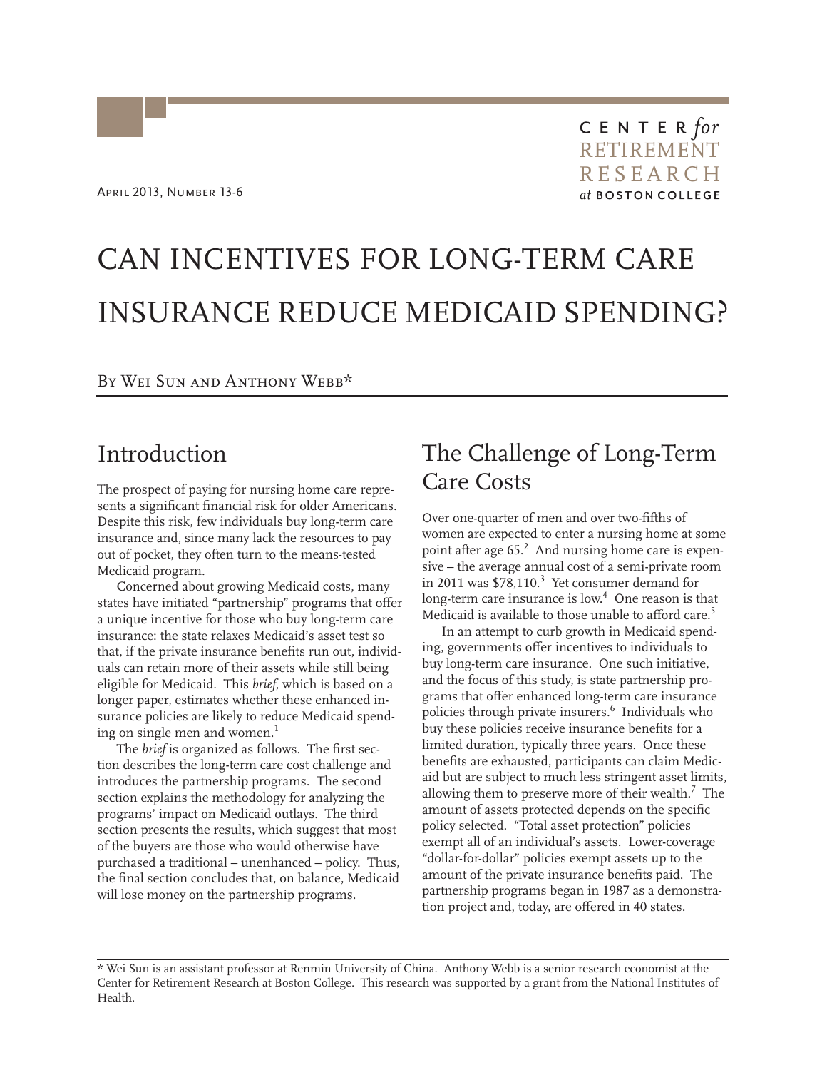April 2013, Number 13-6

CENTER *for* RETIREMENT RESEARCH *at* BOSTON COLLEGE

# CAN INCENTIVES FOR LONG-TERM CARE INSURANCE REDUCE MEDICAID SPENDING?

By Wei Sun and Anthony Webb*

## Introduction

The prospect of paying for nursing home care represents a significant financial risk for older Americans. Despite this risk, few individuals buy long-term care insurance and, since many lack the resources to pay out of pocket, they often turn to the means-tested Medicaid program.

Concerned about growing Medicaid costs, many states have initiated "partnership" programs that offer a unique incentive for those who buy long-term care insurance: the state relaxes Medicaid's asset test so that, if the private insurance benefits run out, individuals can retain more of their assets while still being eligible for Medicaid. This *brief*, which is based on a longer paper, estimates whether these enhanced insurance policies are likely to reduce Medicaid spending on single men and women.[1]

The *brief* is organized as follows. The first section describes the long-term care cost challenge and introduces the partnership programs. The second section explains the methodology for analyzing the programs' impact on Medicaid outlays. The third section presents the results, which suggest that most of the buyers are those who would otherwise have purchased a traditional – unenhanced – policy. Thus, the final section concludes that, on balance, Medicaid will lose money on the partnership programs.

## The Challenge of Long-Term Care Costs

Over one-quarter of men and over two-fifths of women are expected to enter a nursing home at some point after age 65.[2] And nursing home care is expensive – the average annual cost of a semi-private room in 2011 was $78,110.[3] Yet consumer demand for long-term care insurance is low.[4] One reason is that Medicaid is available to those unable to afford care.[5]

In an attempt to curb growth in Medicaid spending, governments offer incentives to individuals to buy long-term care insurance. One such initiative, and the focus of this study, is state partnership programs that offer enhanced long-term care insurance policies through private insurers.[6] Individuals who buy these policies receive insurance benefits for a limited duration, typically three years. Once these benefits are exhausted, participants can claim Medicaid but are subject to much less stringent asset limits, allowing them to preserve more of their wealth.[7] The amount of assets protected depends on the specific policy selected. "Total asset protection" policies exempt all of an individual's assets. Lower-coverage "dollar-for-dollar" policies exempt assets up to the amount of the private insurance benefits paid. The partnership programs began in 1987 as a demonstration project and, today, are offered in 40 states.

---

* Wei Sun is an assistant professor at Renmin University of China. Anthony Webb is a senior research economist at the Center for Retirement Research at Boston College. This research was supported by a grant from the National Institutes of Health.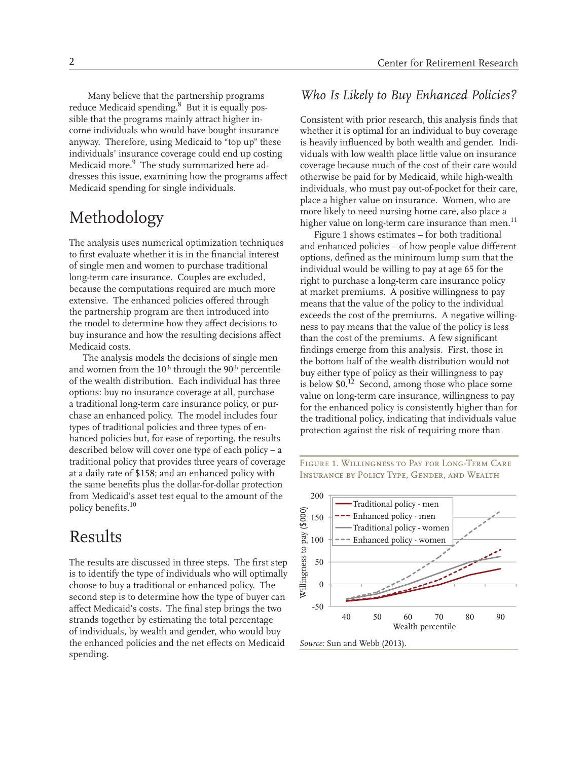Many believe that the partnership programs reduce Medicaid spending.[8] But it is equally possible that the programs mainly attract higher income individuals who would have bought insurance anyway. Therefore, using Medicaid to "top up" these individuals' insurance coverage could end up costing Medicaid more.[9] The study summarized here addresses this issue, examining how the programs affect Medicaid spending for single individuals.

## Methodology

The analysis uses numerical optimization techniques to first evaluate whether it is in the financial interest of single men and women to purchase traditional long-term care insurance. Couples are excluded, because the computations required are much more extensive. The enhanced policies offered through the partnership program are then introduced into the model to determine how they affect decisions to buy insurance and how the resulting decisions affect Medicaid costs.

The analysis models the decisions of single men and women from the 10th through the 90th percentile of the wealth distribution. Each individual has three options: buy no insurance coverage at all, purchase a traditional long-term care insurance policy, or purchase an enhanced policy. The model includes four types of traditional policies and three types of enhanced policies but, for ease of reporting, the results described below will cover one type of each policy – a traditional policy that provides three years of coverage at a daily rate of $158; and an enhanced policy with the same benefits plus the dollar-for-dollar protection from Medicaid's asset test equal to the amount of the policy benefits.[10]

## Results

The results are discussed in three steps. The first step is to identify the type of individuals who will optimally choose to buy a traditional or enhanced policy. The second step is to determine how the type of buyer can affect Medicaid's costs. The final step brings the two strands together by estimating the total percentage of individuals, by wealth and gender, who would buy the enhanced policies and the net effects on Medicaid spending.

### *Who Is Likely to Buy Enhanced Policies?*

Consistent with prior research, this analysis finds that whether it is optimal for an individual to buy coverage is heavily influenced by both wealth and gender. Individuals with low wealth place little value on insurance coverage because much of the cost of their care would otherwise be paid for by Medicaid, while high-wealth individuals, who must pay out-of-pocket for their care, place a higher value on insurance. Women, who are more likely to need nursing home care, also place a higher value on long-term care insurance than men.[11]

Figure 1 shows estimates – for both traditional and enhanced policies – of how people value different options, defined as the minimum lump sum that the individual would be willing to pay at age 65 for the right to purchase a long-term care insurance policy at market premiums. A positive willingness to pay means that the value of the policy to the individual exceeds the cost of the premiums. A negative willingness to pay means that the value of the policy is less than the cost of the premiums. A few significant findings emerge from this analysis. First, those in the bottom half of the wealth distribution would not buy either type of policy as their willingness to pay is below $0.[12] Second, among those who place some value on long-term care insurance, willingness to pay for the enhanced policy is consistently higher than for the traditional policy, indicating that individuals value protection against the risk of requiring more than

Figure 1. Willingness to Pay for Long-Term Care Insurance by Policy Type, Gender, and Wealth

*Source:* Sun and Webb (2013).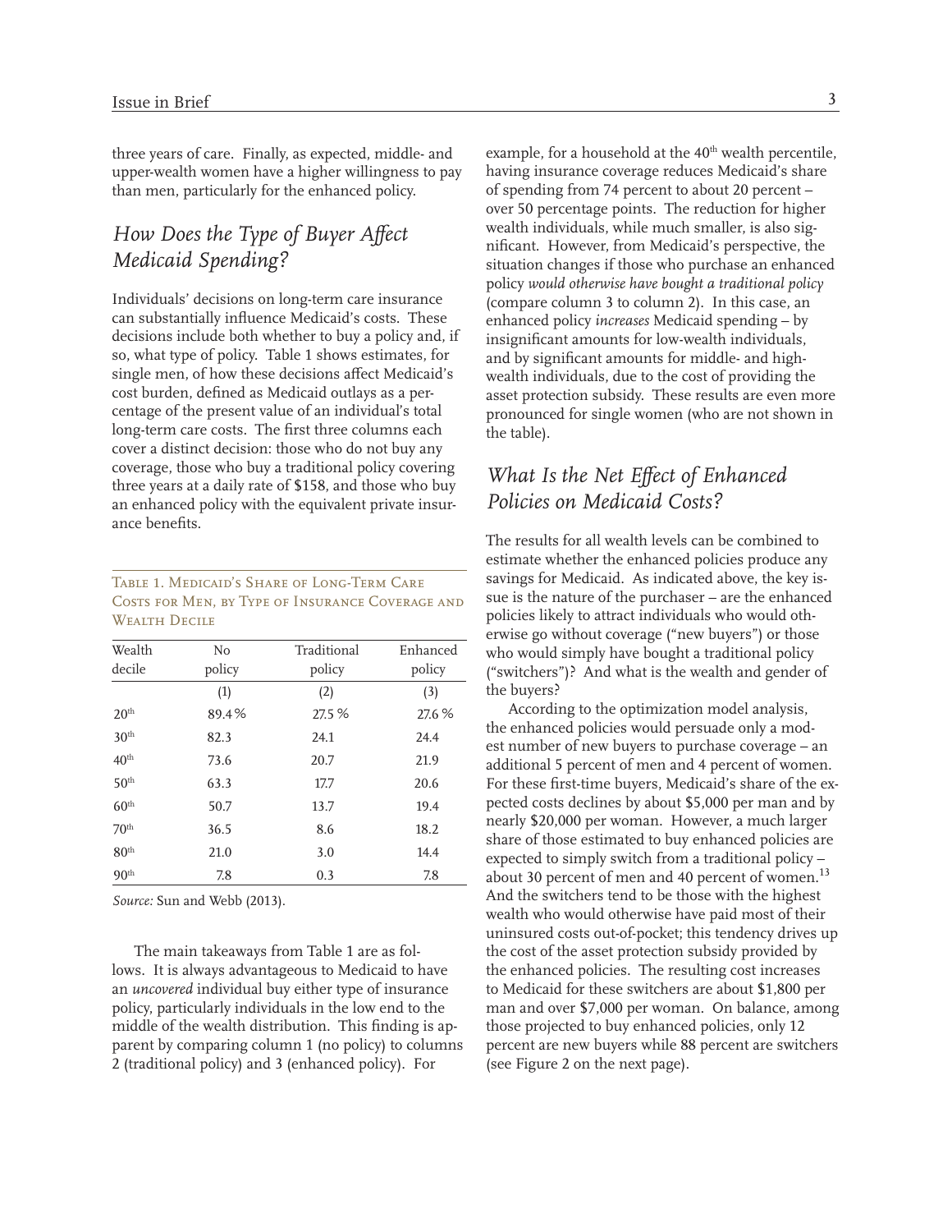three years of care. Finally, as expected, middle- and upper-wealth women have a higher willingness to pay than men, particularly for the enhanced policy.

## *How Does the Type of Buyer Affect Medicaid Spending?*

Individuals' decisions on long-term care insurance can substantially influence Medicaid's costs. These decisions include both whether to buy a policy and, if so, what type of policy. Table 1 shows estimates, for single men, of how these decisions affect Medicaid's cost burden, defined as Medicaid outlays as a percentage of the present value of an individual's total long-term care costs. The first three columns each cover a distinct decision: those who do not buy any coverage, those who buy a traditional policy covering three years at a daily rate of $158, and those who buy an enhanced policy with the equivalent private insurance benefits.

Table 1. Medicaid's Share of Long-Term Care Costs for Men, by Type of Insurance Coverage and Wealth Decile

| Wealth decile | No policy | Traditional policy | Enhanced policy |
|---|---|---|---|
| | (1) | (2) | (3) |
| 20th | 89.4 % | 27.5 % | 27.6 % |
| 30th | 82.3 | 24.1 | 24.4 |
| 40th | 73.6 | 20.7 | 21.9 |
| 50th | 63.3 | 17.7 | 20.6 |
| 60th | 50.7 | 13.7 | 19.4 |
| 70th | 36.5 | 8.6 | 18.2 |
| 80th | 21.0 | 3.0 | 14.4 |
| 90th | 7.8 | 0.3 | 7.8 |

*Source:* Sun and Webb (2013).

The main takeaways from Table 1 are as follows. It is always advantageous to Medicaid to have an *uncovered* individual buy either type of insurance policy, particularly individuals in the low end to the middle of the wealth distribution. This finding is apparent by comparing column 1 (no policy) to columns 2 (traditional policy) and 3 (enhanced policy). For example, for a household at the 40th wealth percentile, having insurance coverage reduces Medicaid's share of spending from 74 percent to about 20 percent – over 50 percentage points. The reduction for higher wealth individuals, while much smaller, is also significant. However, from Medicaid's perspective, the situation changes if those who purchase an enhanced policy *would otherwise have bought a traditional policy* (compare column 3 to column 2). In this case, an enhanced policy *increases* Medicaid spending – by insignificant amounts for low-wealth individuals, and by significant amounts for middle- and high-wealth individuals, due to the cost of providing the asset protection subsidy. These results are even more pronounced for single women (who are not shown in the table).

## *What Is the Net Effect of Enhanced Policies on Medicaid Costs?*

The results for all wealth levels can be combined to estimate whether the enhanced policies produce any savings for Medicaid. As indicated above, the key issue is the nature of the purchaser – are the enhanced policies likely to attract individuals who would otherwise go without coverage ("new buyers") or those who would simply have bought a traditional policy ("switchers")? And what is the wealth and gender of the buyers?

According to the optimization model analysis, the enhanced policies would persuade only a modest number of new buyers to purchase coverage – an additional 5 percent of men and 4 percent of women. For these first-time buyers, Medicaid's share of the expected costs declines by about $5,000 per man and by nearly $20,000 per woman. However, a much larger share of those estimated to buy enhanced policies are expected to simply switch from a traditional policy – about 30 percent of men and 40 percent of women.[13] And the switchers tend to be those with the highest wealth who would otherwise have paid most of their uninsured costs out-of-pocket; this tendency drives up the cost of the asset protection subsidy provided by the enhanced policies. The resulting cost increases to Medicaid for these switchers are about $1,800 per man and over $7,000 per woman. On balance, among those projected to buy enhanced policies, only 12 percent are new buyers while 88 percent are switchers (see Figure 2 on the next page).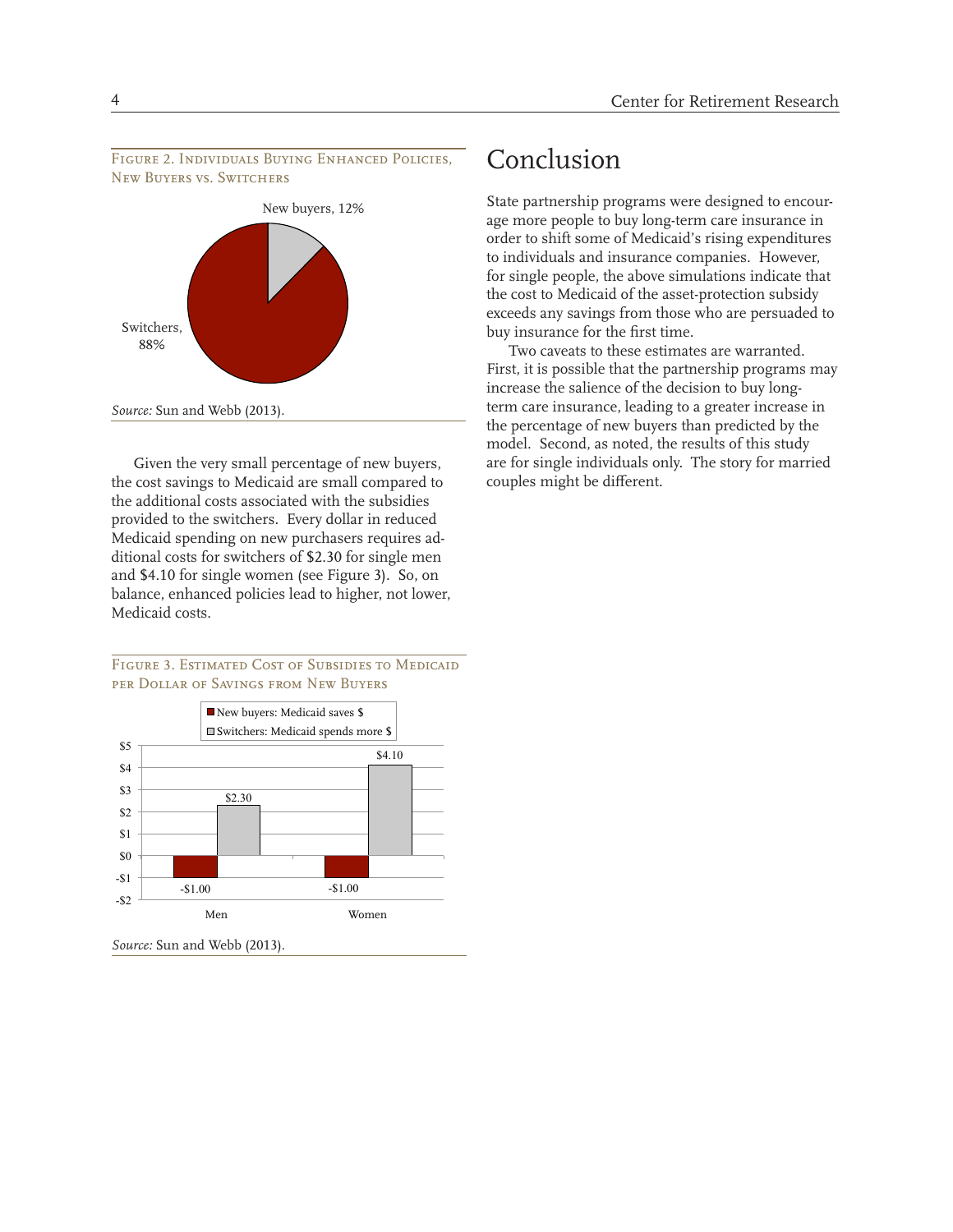Figure 2. Individuals Buying Enhanced Policies, New Buyers vs. Switchers

| Category | Percentage |
|---|---|
| New buyers | 12% |
| Switchers | 88% |

*Source:* Sun and Webb (2013).

Given the very small percentage of new buyers, the cost savings to Medicaid are small compared to the additional costs associated with the subsidies provided to the switchers. Every dollar in reduced Medicaid spending on new purchasers requires additional costs for switchers of $2.30 for single men and $4.10 for single women (see Figure 3). So, on balance, enhanced policies lead to higher, not lower, Medicaid costs.

Figure 3. Estimated Cost of Subsidies to Medicaid per Dollar of Savings from New Buyers

| | New buyers: Medicaid saves $ | Switchers: Medicaid spends more $ |
|---|---|---|
| Men | -$1.00 | $2.30 |
| Women | -$1.00 | $4.10 |

*Source:* Sun and Webb (2013).

# Conclusion

State partnership programs were designed to encourage more people to buy long-term care insurance in order to shift some of Medicaid's rising expenditures to individuals and insurance companies. However, for single people, the above simulations indicate that the cost to Medicaid of the asset-protection subsidy exceeds any savings from those who are persuaded to buy insurance for the first time.

Two caveats to these estimates are warranted. First, it is possible that the partnership programs may increase the salience of the decision to buy long-term care insurance, leading to a greater increase in the percentage of new buyers than predicted by the model. Second, as noted, the results of this study are for single individuals only. The story for married couples might be different.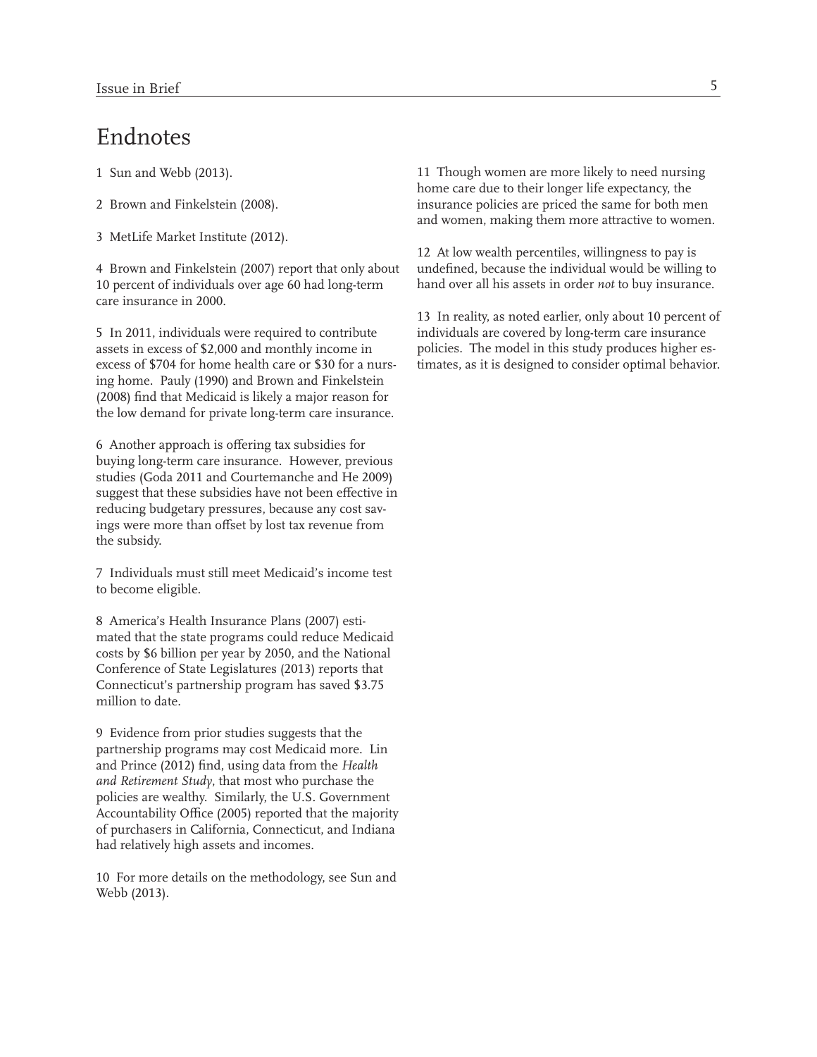## Endnotes

1 Sun and Webb (2013).

2 Brown and Finkelstein (2008).

3 MetLife Market Institute (2012).

4 Brown and Finkelstein (2007) report that only about 10 percent of individuals over age 60 had long-term care insurance in 2000.

5 In 2011, individuals were required to contribute assets in excess of $2,000 and monthly income in excess of $704 for home health care or $30 for a nursing home. Pauly (1990) and Brown and Finkelstein (2008) find that Medicaid is likely a major reason for the low demand for private long-term care insurance.

6 Another approach is offering tax subsidies for buying long-term care insurance. However, previous studies (Goda 2011 and Courtemanche and He 2009) suggest that these subsidies have not been effective in reducing budgetary pressures, because any cost savings were more than offset by lost tax revenue from the subsidy.

7 Individuals must still meet Medicaid's income test to become eligible.

8 America's Health Insurance Plans (2007) estimated that the state programs could reduce Medicaid costs by $6 billion per year by 2050, and the National Conference of State Legislatures (2013) reports that Connecticut's partnership program has saved $3.75 million to date.

9 Evidence from prior studies suggests that the partnership programs may cost Medicaid more. Lin and Prince (2012) find, using data from the *Health and Retirement Study*, that most who purchase the policies are wealthy. Similarly, the U.S. Government Accountability Office (2005) reported that the majority of purchasers in California, Connecticut, and Indiana had relatively high assets and incomes.

10 For more details on the methodology, see Sun and Webb (2013).

11 Though women are more likely to need nursing home care due to their longer life expectancy, the insurance policies are priced the same for both men and women, making them more attractive to women.

12 At low wealth percentiles, willingness to pay is undefined, because the individual would be willing to hand over all his assets in order *not* to buy insurance.

13 In reality, as noted earlier, only about 10 percent of individuals are covered by long-term care insurance policies. The model in this study produces higher estimates, as it is designed to consider optimal behavior.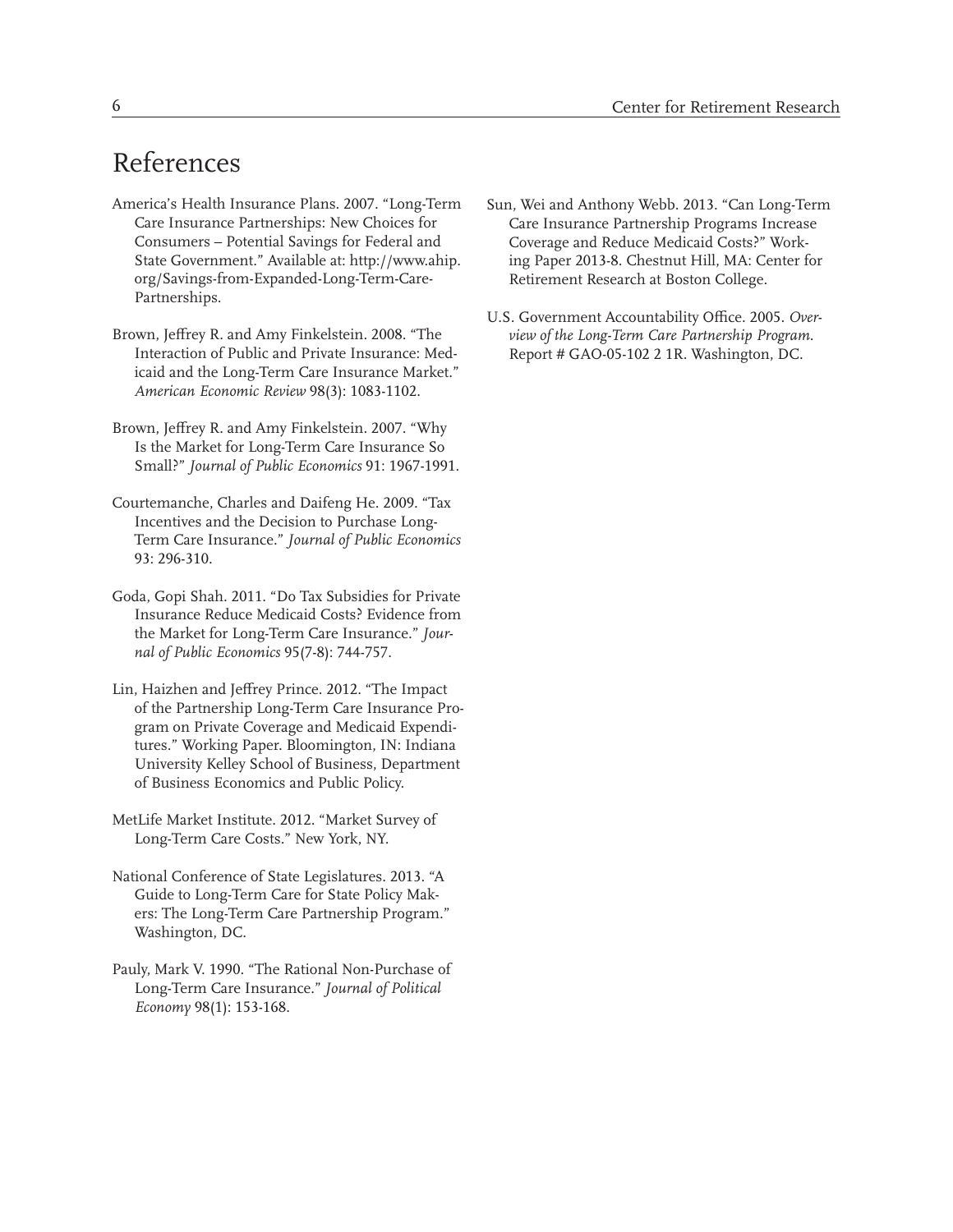# References

America's Health Insurance Plans. 2007. "Long-Term Care Insurance Partnerships: New Choices for Consumers – Potential Savings for Federal and State Government." Available at: http://www.ahip.org/Savings-from-Expanded-Long-Term-Care-Partnerships.

Brown, Jeffrey R. and Amy Finkelstein. 2008. "The Interaction of Public and Private Insurance: Medicaid and the Long-Term Care Insurance Market." *American Economic Review* 98(3): 1083-1102.

Brown, Jeffrey R. and Amy Finkelstein. 2007. "Why Is the Market for Long-Term Care Insurance So Small?" *Journal of Public Economics* 91: 1967-1991.

Courtemanche, Charles and Daifeng He. 2009. "Tax Incentives and the Decision to Purchase Long-Term Care Insurance." *Journal of Public Economics* 93: 296-310.

Goda, Gopi Shah. 2011. "Do Tax Subsidies for Private Insurance Reduce Medicaid Costs? Evidence from the Market for Long-Term Care Insurance." *Journal of Public Economics* 95(7-8): 744-757.

Lin, Haizhen and Jeffrey Prince. 2012. "The Impact of the Partnership Long-Term Care Insurance Program on Private Coverage and Medicaid Expenditures." Working Paper. Bloomington, IN: Indiana University Kelley School of Business, Department of Business Economics and Public Policy.

MetLife Market Institute. 2012. "Market Survey of Long-Term Care Costs." New York, NY.

National Conference of State Legislatures. 2013. "A Guide to Long-Term Care for State Policy Makers: The Long-Term Care Partnership Program." Washington, DC.

Pauly, Mark V. 1990. "The Rational Non-Purchase of Long-Term Care Insurance." *Journal of Political Economy* 98(1): 153-168.

Sun, Wei and Anthony Webb. 2013. "Can Long-Term Care Insurance Partnership Programs Increase Coverage and Reduce Medicaid Costs?" Working Paper 2013-8. Chestnut Hill, MA: Center for Retirement Research at Boston College.

U.S. Government Accountability Office. 2005. *Overview of the Long-Term Care Partnership Program.* Report # GAO-05-102 2 1R. Washington, DC.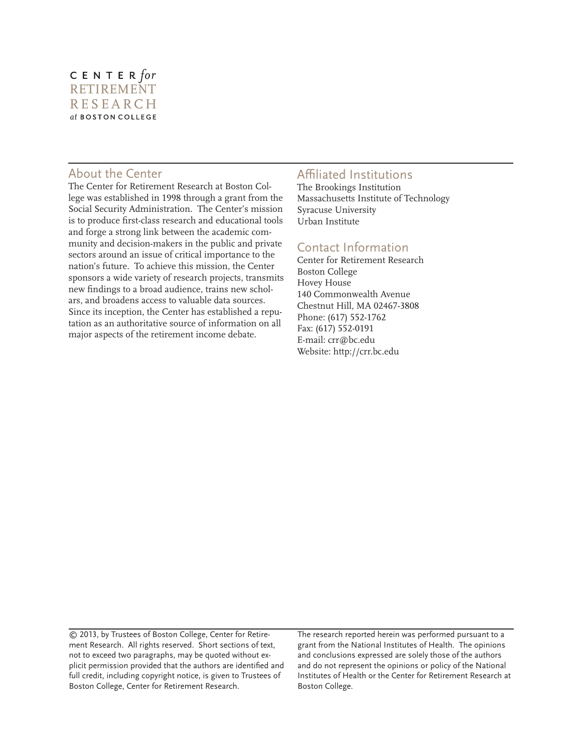CENTER *for*
RETIREMENT
RESEARCH
*at* BOSTON COLLEGE

## About the Center

The Center for Retirement Research at Boston College was established in 1998 through a grant from the Social Security Administration. The Center's mission is to produce first-class research and educational tools and forge a strong link between the academic community and decision-makers in the public and private sectors around an issue of critical importance to the nation's future. To achieve this mission, the Center sponsors a wide variety of research projects, transmits new findings to a broad audience, trains new scholars, and broadens access to valuable data sources. Since its inception, the Center has established a reputation as an authoritative source of information on all major aspects of the retirement income debate.

## Affiliated Institutions

The Brookings Institution
Massachusetts Institute of Technology
Syracuse University
Urban Institute

## Contact Information

Center for Retirement Research
Boston College
Hovey House
140 Commonwealth Avenue
Chestnut Hill, MA 02467-3808
Phone: (617) 552-1762
Fax: (617) 552-0191
E-mail: crr@bc.edu
Website: http://crr.bc.edu

© 2013, by Trustees of Boston College, Center for Retirement Research. All rights reserved. Short sections of text, not to exceed two paragraphs, may be quoted without explicit permission provided that the authors are identified and full credit, including copyright notice, is given to Trustees of Boston College, Center for Retirement Research.

The research reported herein was performed pursuant to a grant from the National Institutes of Health. The opinions and conclusions expressed are solely those of the authors and do not represent the opinions or policy of the National Institutes of Health or the Center for Retirement Research at Boston College.